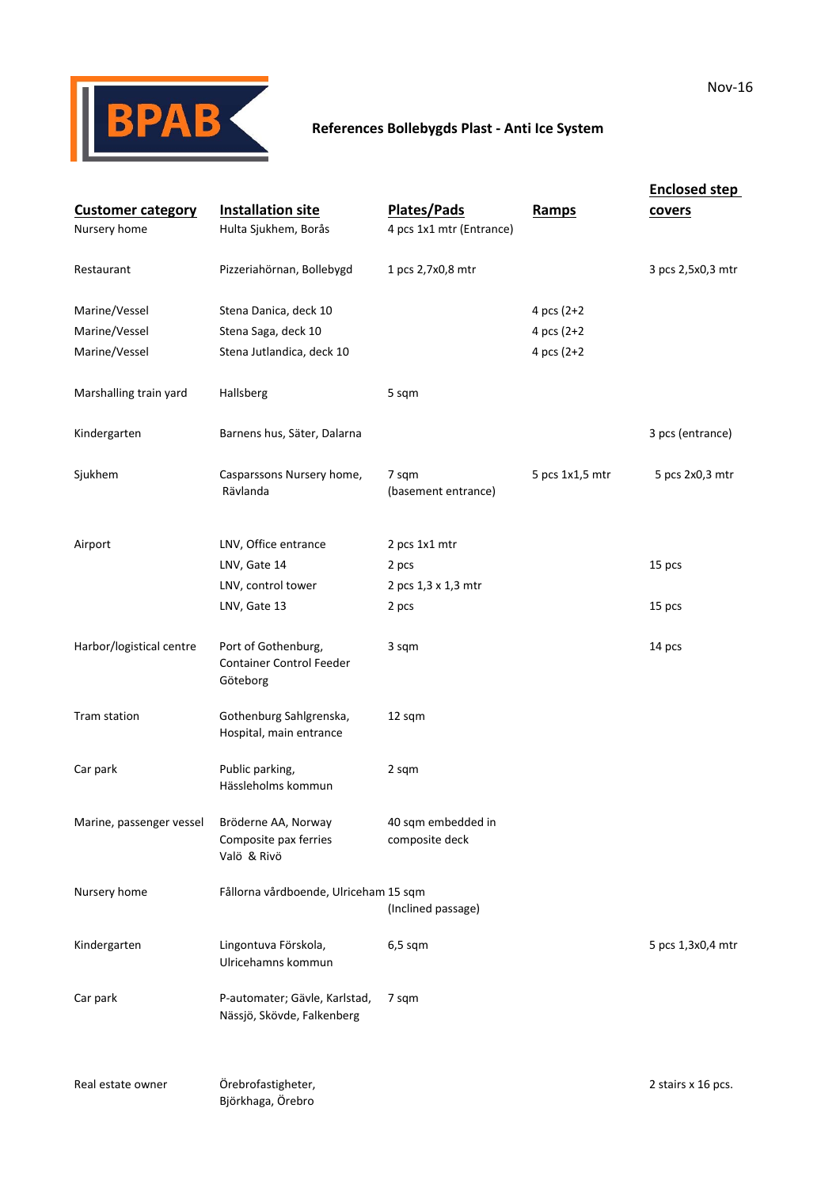Nov-16

## References Bollebygds Plast - Anti Ice System

| Customer category | Installation site | Plates/Pads | Ramps | Enclosed step covers |
|---|---|---|---|---|
| Nursery home | Hulta Sjukhem, Borås | 4 pcs 1x1 mtr (Entrance) | | |
| Restaurant | Pizzeriahörnan, Bollebygd | 1 pcs 2,7x0,8 mtr | | 3 pcs 2,5x0,3 mtr |
| Marine/Vessel | Stena Danica, deck 10 | | 4 pcs (2+2 | |
| Marine/Vessel | Stena Saga, deck 10 | | 4 pcs (2+2 | |
| Marine/Vessel | Stena Jutlandica, deck 10 | | 4 pcs (2+2 | |
| Marshalling train yard | Hallsberg | 5 sqm | | |
| Kindergarten | Barnens hus, Säter, Dalarna | | | 3 pcs (entrance) |
| Sjukhem | Casparssons Nursery home, Rävlanda | 7 sqm (basement entrance) | 5 pcs 1x1,5 mtr | 5 pcs 2x0,3 mtr |
| Airport | LNV, Office entrance | 2 pcs 1x1 mtr | | |
| | LNV, Gate 14 | 2 pcs | | 15 pcs |
| | LNV, control tower | 2 pcs 1,3 x 1,3 mtr | | |
| | LNV, Gate 13 | 2 pcs | | 15 pcs |
| Harbor/logistical centre | Port of Gothenburg, Container Control Feeder Göteborg | 3 sqm | | 14 pcs |
| Tram station | Gothenburg Sahlgrenska, Hospital, main entrance | 12 sqm | | |
| Car park | Public parking, Hässleholms kommun | 2 sqm | | |
| Marine, passenger vessel | Bröderne AA, Norway Composite pax ferries Valö & Rivö | 40 sqm embedded in composite deck | | |
| Nursery home | Fållorna vårdboende, Ulriceham | 15 sqm (Inclined passage) | | |
| Kindergarten | Lingontuva Förskola, Ulricehamns kommun | 6,5 sqm | | 5 pcs 1,3x0,4 mtr |
| Car park | P-automater; Gävle, Karlstad, Nässjö, Skövde, Falkenberg | 7 sqm | | |
| Real estate owner | Örebrofastigheter, Björkhaga, Örebro | | | 2 stairs x 16 pcs. |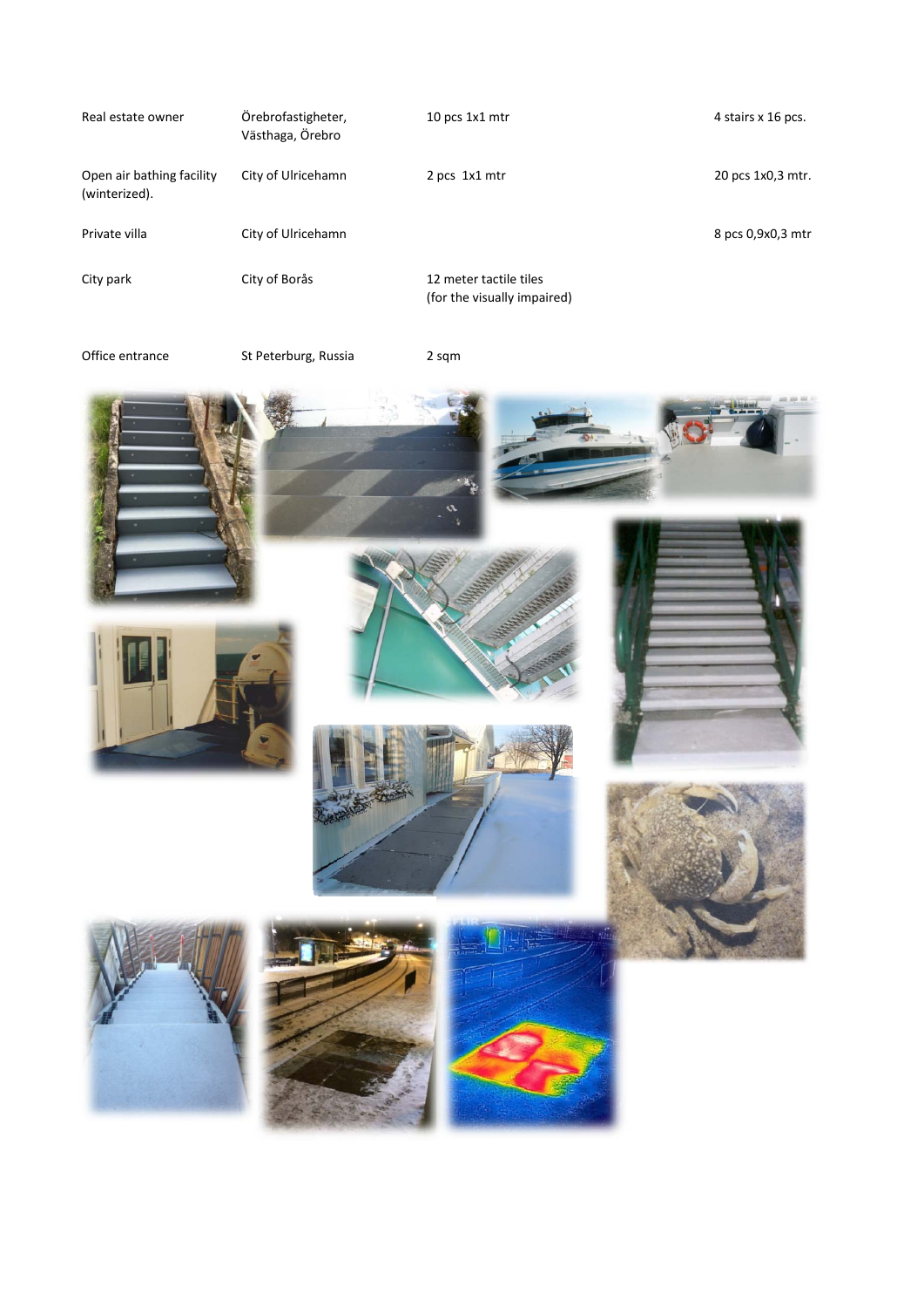| | | | |
|---|---|---|---|
| Real estate owner | Örebrofastigheter, Västhaga, Örebro | 10 pcs 1x1 mtr | 4 stairs x 16 pcs. |
| Open air bathing facility (winterized). | City of Ulricehamn | 2 pcs 1x1 mtr | 20 pcs 1x0,3 mtr. |
| Private villa | City of Ulricehamn | | 8 pcs 0,9x0,3 mtr |
| City park | City of Borås | 12 meter tactile tiles (for the visually impaired) | |
| Office entrance | St Peterburg, Russia | 2 sqm | |